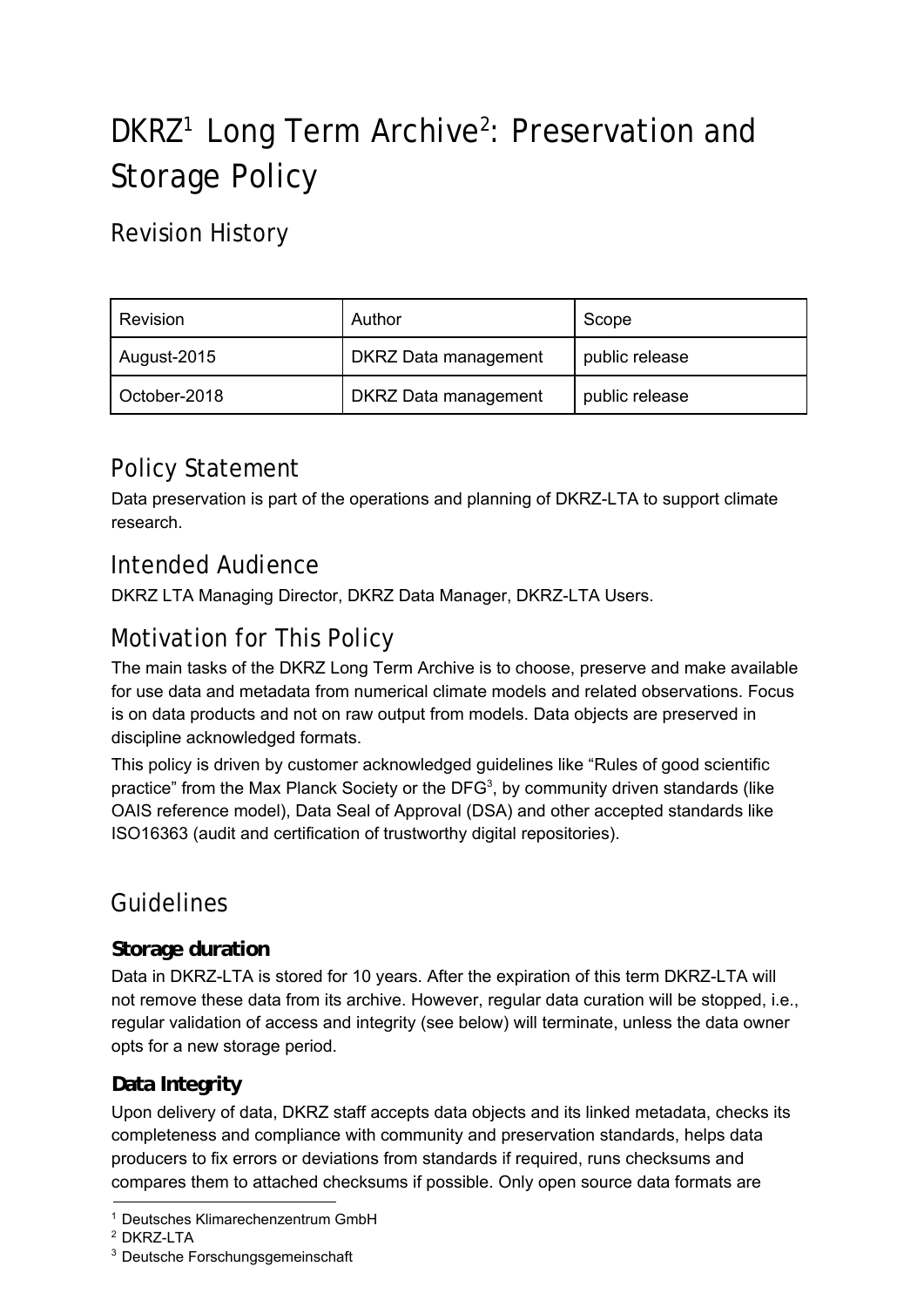# DKRZ[1] Long Term Archive[2]: Preservation and Storage Policy

## Revision History

| Revision | Author | Scope |
|---|---|---|
| August-2015 | DKRZ Data management | public release |
| October-2018 | DKRZ Data management | public release |

## Policy Statement

Data preservation is part of the operations and planning of DKRZ-LTA to support climate research.

## Intended Audience

DKRZ LTA Managing Director, DKRZ Data Manager, DKRZ-LTA Users.

## Motivation for This Policy

The main tasks of the DKRZ Long Term Archive is to choose, preserve and make available for use data and metadata from numerical climate models and related observations. Focus is on data products and not on raw output from models. Data objects are preserved in discipline acknowledged formats.

This policy is driven by customer acknowledged guidelines like "Rules of good scientific practice" from the Max Planck Society or the DFG[3], by community driven standards (like OAIS reference model), Data Seal of Approval (DSA) and other accepted standards like ISO16363 (audit and certification of trustworthy digital repositories).

## Guidelines

### Storage duration

Data in DKRZ-LTA is stored for 10 years. After the expiration of this term DKRZ-LTA will not remove these data from its archive. However, regular data curation will be stopped, i.e., regular validation of access and integrity (see below) will terminate, unless the data owner opts for a new storage period.

### Data Integrity

Upon delivery of data, DKRZ staff accepts data objects and its linked metadata, checks its completeness and compliance with community and preservation standards, helps data producers to fix errors or deviations from standards if required, runs checksums and compares them to attached checksums if possible. Only open source data formats are

[1] Deutsches Klimarechenzentrum GmbH

[2] DKRZ-LTA

[3] Deutsche Forschungsgemeinschaft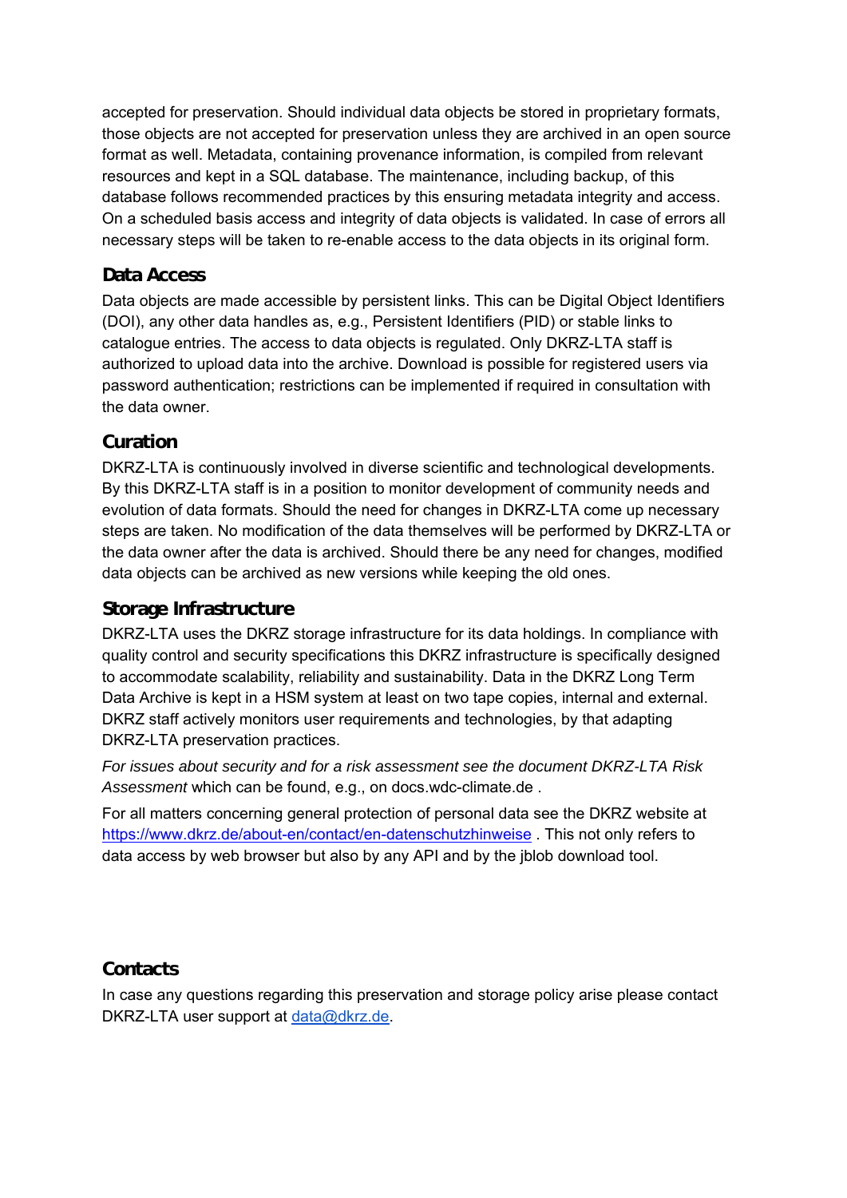accepted for preservation. Should individual data objects be stored in proprietary formats, those objects are not accepted for preservation unless they are archived in an open source format as well. Metadata, containing provenance information, is compiled from relevant resources and kept in a SQL database. The maintenance, including backup, of this database follows recommended practices by this ensuring metadata integrity and access. On a scheduled basis access and integrity of data objects is validated. In case of errors all necessary steps will be taken to re-enable access to the data objects in its original form.

## Data Access

Data objects are made accessible by persistent links. This can be Digital Object Identifiers (DOI), any other data handles as, e.g., Persistent Identifiers (PID) or stable links to catalogue entries. The access to data objects is regulated. Only DKRZ-LTA staff is authorized to upload data into the archive. Download is possible for registered users via password authentication; restrictions can be implemented if required in consultation with the data owner.

## Curation

DKRZ-LTA is continuously involved in diverse scientific and technological developments. By this DKRZ-LTA staff is in a position to monitor development of community needs and evolution of data formats. Should the need for changes in DKRZ-LTA come up necessary steps are taken. No modification of the data themselves will be performed by DKRZ-LTA or the data owner after the data is archived. Should there be any need for changes, modified data objects can be archived as new versions while keeping the old ones.

## Storage Infrastructure

DKRZ-LTA uses the DKRZ storage infrastructure for its data holdings. In compliance with quality control and security specifications this DKRZ infrastructure is specifically designed to accommodate scalability, reliability and sustainability. Data in the DKRZ Long Term Data Archive is kept in a HSM system at least on two tape copies, internal and external. DKRZ staff actively monitors user requirements and technologies, by that adapting DKRZ-LTA preservation practices.

*For issues about security and for a risk assessment see the document DKRZ-LTA Risk Assessment* which can be found, e.g., on docs.wdc-climate.de .

For all matters concerning general protection of personal data see the DKRZ website at [https://www.dkrz.de/about-en/contact/en-datenschutzhinweise](https://www.dkrz.de/about-en/contact/en-datenschutzhinweise) . This not only refers to data access by web browser but also by any API and by the jblob download tool.

## Contacts

In case any questions regarding this preservation and storage policy arise please contact DKRZ-LTA user support at [data@dkrz.de](mailto:data@dkrz.de).